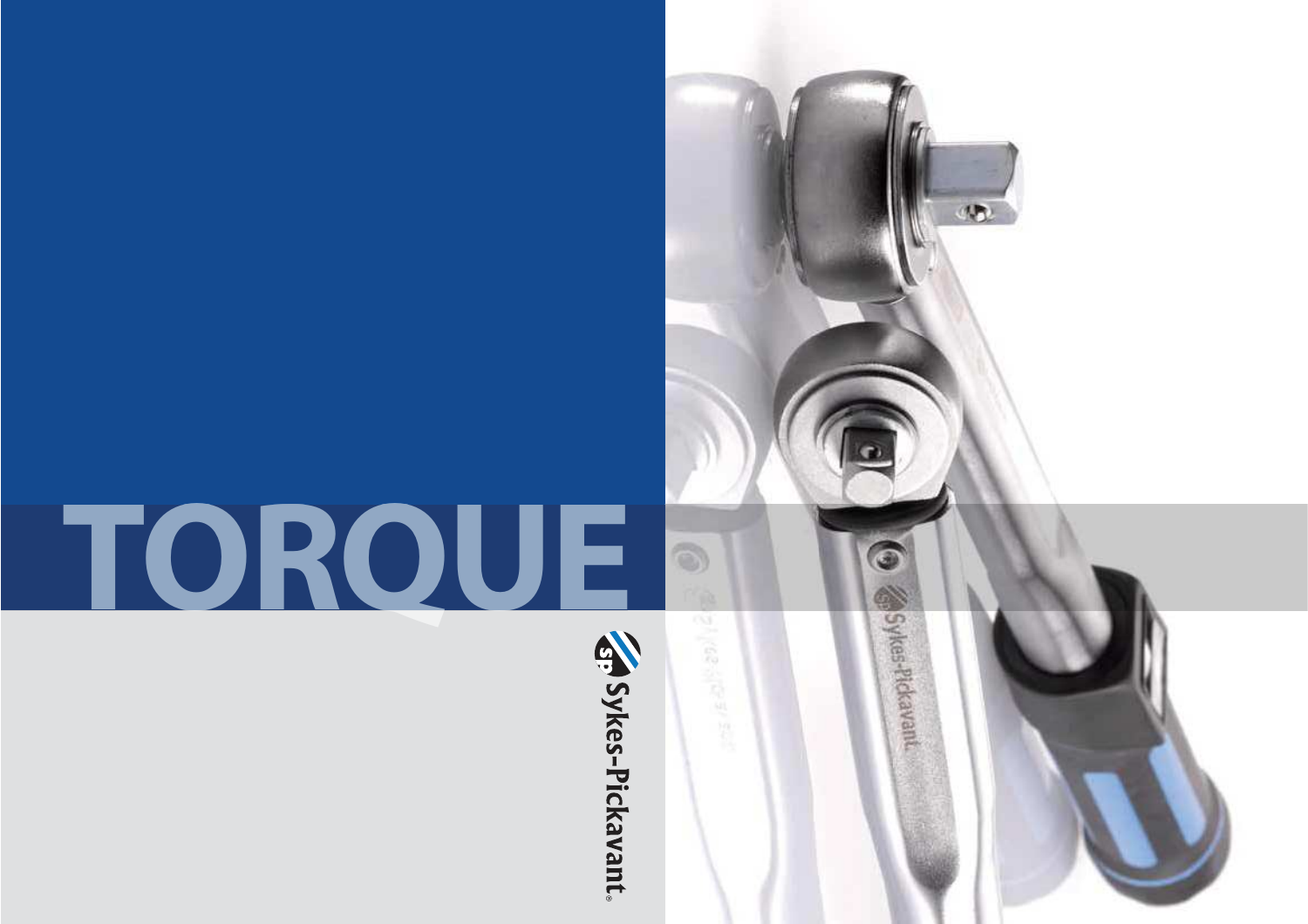# TORQUE

Sykes-Pickavant®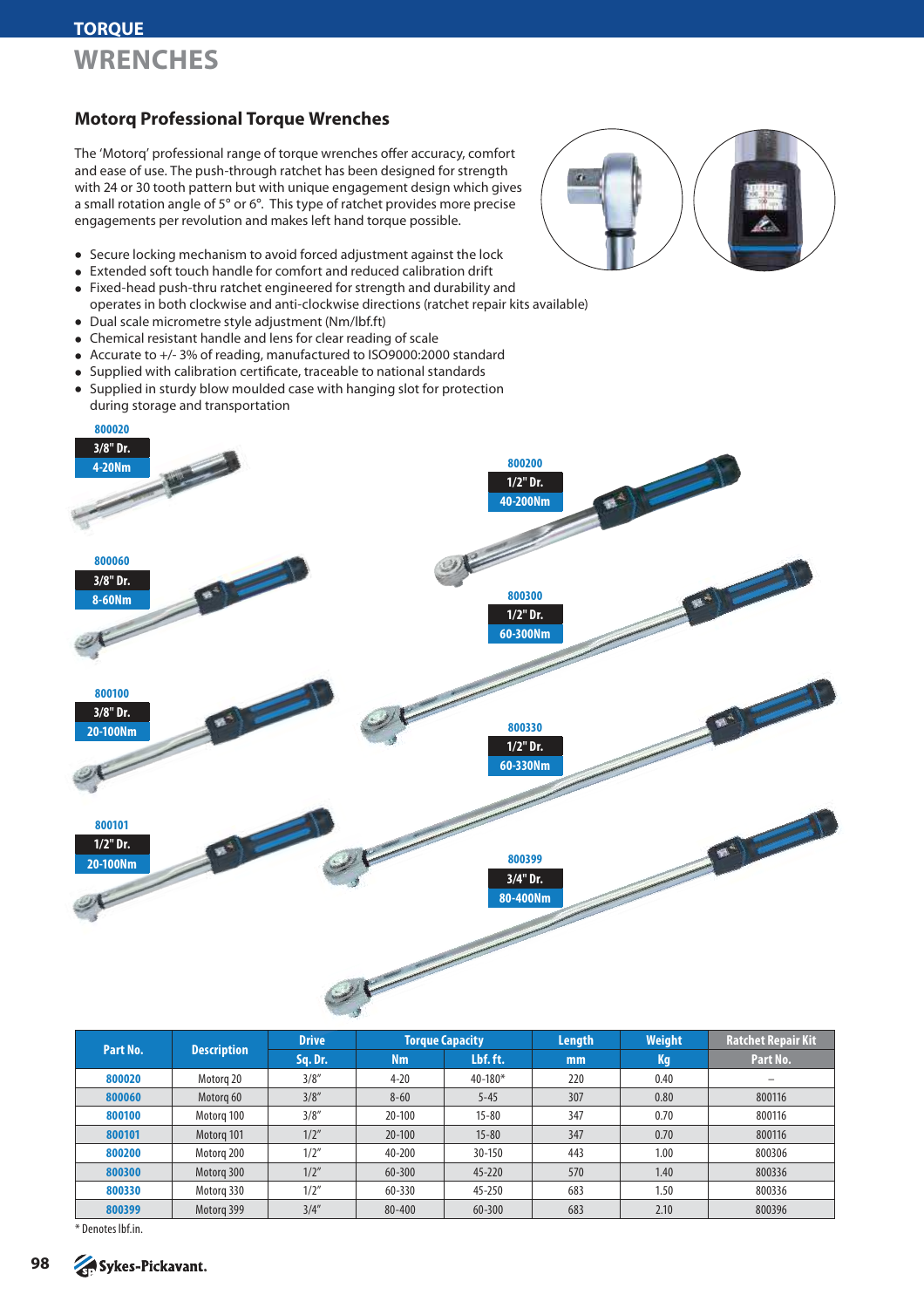# TORQUE WRENCHES

## Motorq Professional Torque Wrenches

The 'Motorq' professional range of torque wrenches offer accuracy, comfort and ease of use. The push-through ratchet has been designed for strength with 24 or 30 tooth pattern but with unique engagement design which gives a small rotation angle of 5° or 6°. This type of ratchet provides more precise engagements per revolution and makes left hand torque possible.

- Secure locking mechanism to avoid forced adjustment against the lock
- Extended soft touch handle for comfort and reduced calibration drift
- Fixed-head push-thru ratchet engineered for strength and durability and operates in both clockwise and anti-clockwise directions (ratchet repair kits available)
- Dual scale micrometre style adjustment (Nm/lbf.ft)
- Chemical resistant handle and lens for clear reading of scale
- Accurate to +/- 3% of reading, manufactured to ISO9000:2000 standard
- Supplied with calibration certificate, traceable to national standards
- Supplied in sturdy blow moulded case with hanging slot for protection during storage and transportation

800020
3/8" Dr.
4-20Nm

800060
3/8" Dr.
8-60Nm

800100
3/8" Dr.
20-100Nm

800101
1/2" Dr.
20-100Nm

800200
1/2" Dr.
40-200Nm

800300
1/2" Dr.
60-300Nm

800330
1/2" Dr.
60-330Nm

800399
3/4" Dr.
80-400Nm

| Part No. | Description | Drive | Torque Capacity | | Length | Weight | Ratchet Repair Kit |
|---|---|---|---|---|---|---|---|
| | | Sq. Dr. | Nm | Lbf. ft. | mm | Kg | Part No. |
| 800020 | Motorq 20 | 3/8" | 4-20 | 40-180* | 220 | 0.40 | – |
| 800060 | Motorq 60 | 3/8" | 8-60 | 5-45 | 307 | 0.80 | 800116 |
| 800100 | Motorq 100 | 3/8" | 20-100 | 15-80 | 347 | 0.70 | 800116 |
| 800101 | Motorq 101 | 1/2" | 20-100 | 15-80 | 347 | 0.70 | 800116 |
| 800200 | Motorq 200 | 1/2" | 40-200 | 30-150 | 443 | 1.00 | 800306 |
| 800300 | Motorq 300 | 1/2" | 60-300 | 45-220 | 570 | 1.40 | 800336 |
| 800330 | Motorq 330 | 1/2" | 60-330 | 45-250 | 683 | 1.50 | 800336 |
| 800399 | Motorq 399 | 3/4" | 80-400 | 60-300 | 683 | 2.10 | 800396 |

* Denotes lbf.in.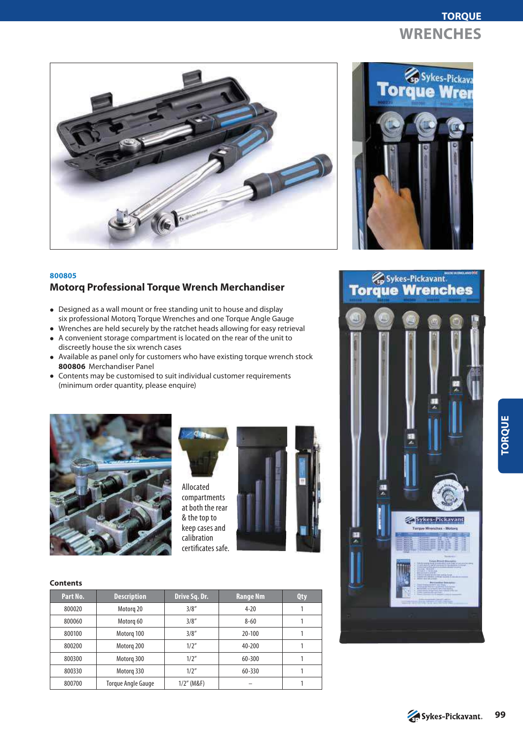# TORQUE WRENCHES

**800805**

## Motorq Professional Torque Wrench Merchandiser

- Designed as a wall mount or free standing unit to house and display six professional Motorq Torque Wrenches and one Torque Angle Gauge
- Wrenches are held securely by the ratchet heads allowing for easy retrieval
- A convenient storage compartment is located on the rear of the unit to discreetly house the six wrench cases
- Available as panel only for customers who have existing torque wrench stock **800806** Merchandiser Panel
- Contents may be customised to suit individual customer requirements (minimum order quantity, please enquire)

Allocated compartments at both the rear & the top to keep cases and calibration certificates safe.

**Contents**

| Part No. | Description | Drive Sq. Dr. | Range Nm | Qty |
|---|---|---|---|---|
| 800020 | Motorq 20 | 3/8" | 4-20 | 1 |
| 800060 | Motorq 60 | 3/8" | 8-60 | 1 |
| 800100 | Motorq 100 | 3/8" | 20-100 | 1 |
| 800200 | Motorq 200 | 1/2" | 40-200 | 1 |
| 800300 | Motorq 300 | 1/2" | 60-300 | 1 |
| 800330 | Motorq 330 | 1/2" | 60-330 | 1 |
| 800700 | Torque Angle Gauge | 1/2" (M&F) | – | 1 |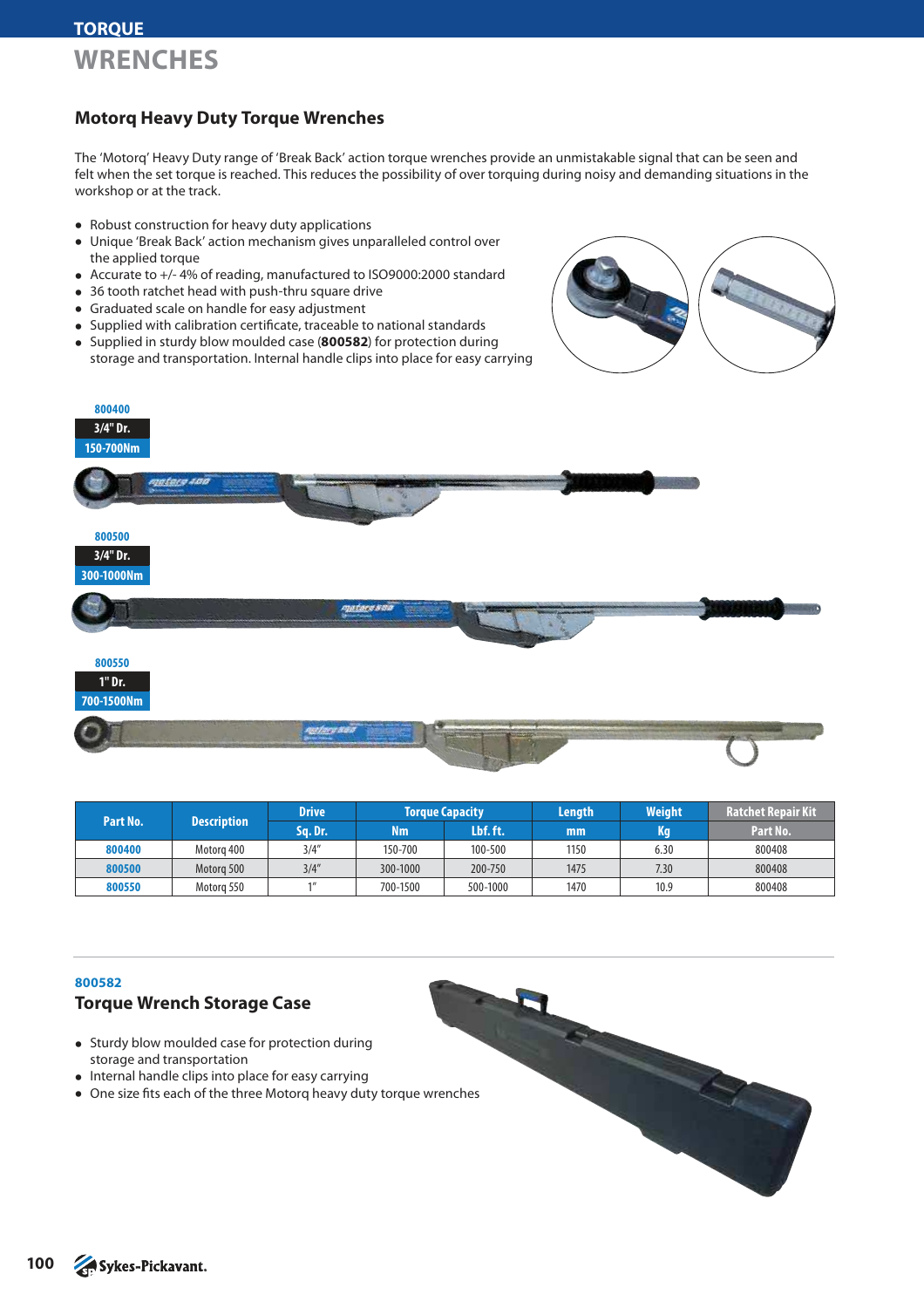# TORQUE
# WRENCHES

## Motorq Heavy Duty Torque Wrenches

The 'Motorq' Heavy Duty range of 'Break Back' action torque wrenches provide an unmistakable signal that can be seen and felt when the set torque is reached. This reduces the possibility of over torquing during noisy and demanding situations in the workshop or at the track.

- Robust construction for heavy duty applications
- Unique 'Break Back' action mechanism gives unparalleled control over the applied torque
- Accurate to +/- 4% of reading, manufactured to ISO9000:2000 standard
- 36 tooth ratchet head with push-thru square drive
- Graduated scale on handle for easy adjustment
- Supplied with calibration certificate, traceable to national standards
- Supplied in sturdy blow moulded case (**800582**) for protection during storage and transportation. Internal handle clips into place for easy carrying

**800400**
3/4" Dr.
150-700Nm

**800500**
3/4" Dr.
300-1000Nm

**800550**
1" Dr.
700-1500Nm

| Part No. | Description | Drive | Torque Capacity | | Length | Weight | Ratchet Repair Kit |
|---|---|---|---|---|---|---|---|
| | | Sq. Dr. | Nm | Lbf. ft. | mm | Kg | Part No. |
| 800400 | Motorq 400 | 3/4" | 150-700 | 100-500 | 1150 | 6.30 | 800408 |
| 800500 | Motorq 500 | 3/4" | 300-1000 | 200-750 | 1475 | 7.30 | 800408 |
| 800550 | Motorq 550 | 1" | 700-1500 | 500-1000 | 1470 | 10.9 | 800408 |

**800582**

## Torque Wrench Storage Case

- Sturdy blow moulded case for protection during storage and transportation
- Internal handle clips into place for easy carrying
- One size fits each of the three Motorq heavy duty torque wrenches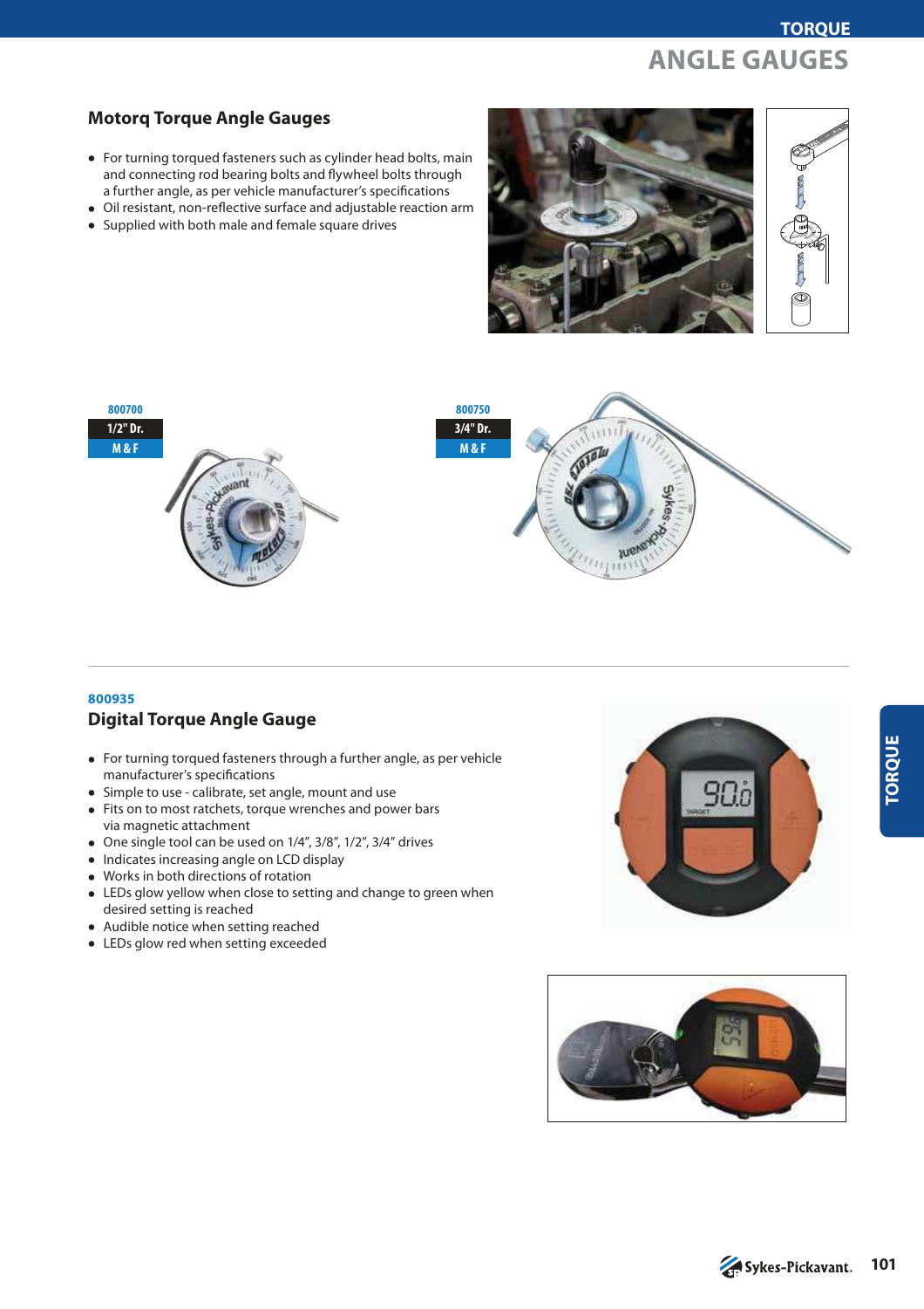# ANGLE GAUGES

## Motorq Torque Angle Gauges

- For turning torqued fasteners such as cylinder head bolts, main and connecting rod bearing bolts and flywheel bolts through a further angle, as per vehicle manufacturer's specifications
- Oil resistant, non-reflective surface and adjustable reaction arm
- Supplied with both male and female square drives

**800700**
1/2" Dr.
M & F

**800750**
3/4" Dr.
M & F

---

**800935**

## Digital Torque Angle Gauge

- For turning torqued fasteners through a further angle, as per vehicle manufacturer's specifications
- Simple to use - calibrate, set angle, mount and use
- Fits on to most ratchets, torque wrenches and power bars via magnetic attachment
- One single tool can be used on 1/4", 3/8", 1/2", 3/4" drives
- Indicates increasing angle on LCD display
- Works in both directions of rotation
- LEDs glow yellow when close to setting and change to green when desired setting is reached
- Audible notice when setting reached
- LEDs glow red when setting exceeded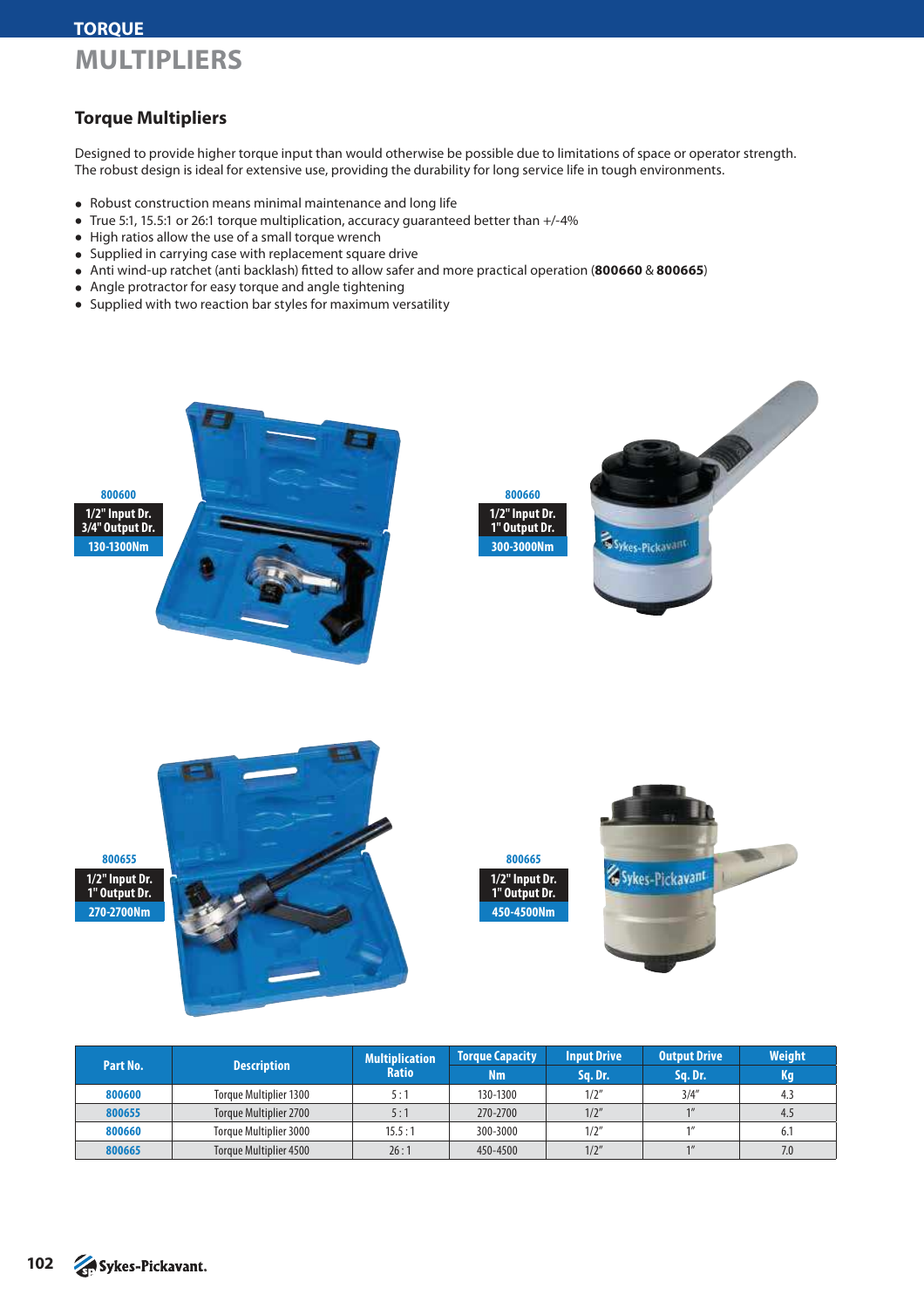# TORQUE
# MULTIPLIERS

## Torque Multipliers

Designed to provide higher torque input than would otherwise be possible due to limitations of space or operator strength. The robust design is ideal for extensive use, providing the durability for long service life in tough environments.

- Robust construction means minimal maintenance and long life
- True 5:1, 15.5:1 or 26:1 torque multiplication, accuracy guaranteed better than +/-4%
- High ratios allow the use of a small torque wrench
- Supplied in carrying case with replacement square drive
- Anti wind-up ratchet (anti backlash) fitted to allow safer and more practical operation (**800660** & **800665**)
- Angle protractor for easy torque and angle tightening
- Supplied with two reaction bar styles for maximum versatility

**800600**
1/2" Input Dr.
3/4" Output Dr.
130-1300Nm

**800660**
1/2" Input Dr.
1" Output Dr.
300-3000Nm

**800655**
1/2" Input Dr.
1" Output Dr.
270-2700Nm

**800665**
1/2" Input Dr.
1" Output Dr.
450-4500Nm

| Part No. | Description | Multiplication Ratio | Torque Capacity Nm | Input Drive Sq. Dr. | Output Drive Sq. Dr. | Weight Kg |
|---|---|---|---|---|---|---|
| 800600 | Torque Multiplier 1300 | 5 : 1 | 130-1300 | 1/2" | 3/4" | 4.3 |
| 800655 | Torque Multiplier 2700 | 5 : 1 | 270-2700 | 1/2" | 1" | 4.5 |
| 800660 | Torque Multiplier 3000 | 15.5 : 1 | 300-3000 | 1/2" | 1" | 6.1 |
| 800665 | Torque Multiplier 4500 | 26 : 1 | 450-4500 | 1/2" | 1" | 7.0 |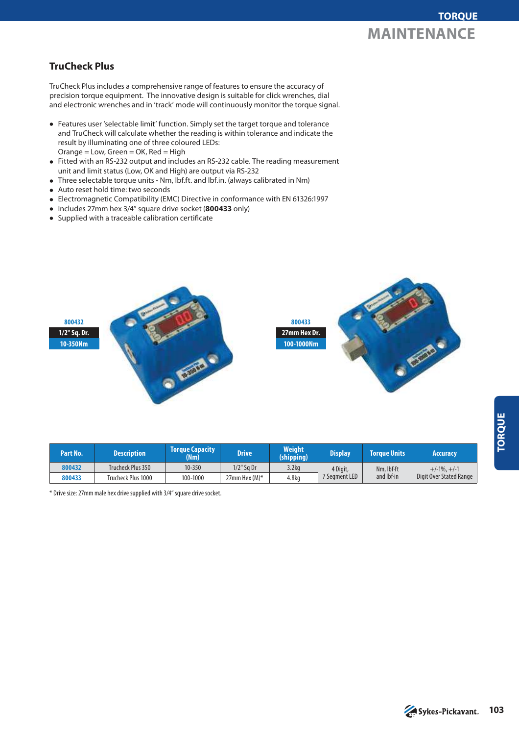## TruCheck Plus

TruCheck Plus includes a comprehensive range of features to ensure the accuracy of precision torque equipment. The innovative design is suitable for click wrenches, dial and electronic wrenches and in 'track' mode will continuously monitor the torque signal.

- Features user 'selectable limit' function. Simply set the target torque and tolerance and TruCheck will calculate whether the reading is within tolerance and indicate the result by illuminating one of three coloured LEDs:
  Orange = Low, Green = OK, Red = High
- Fitted with an RS-232 output and includes an RS-232 cable. The reading measurement unit and limit status (Low, OK and High) are output via RS-232
- Three selectable torque units - Nm, lbf.ft. and lbf.in. (always calibrated in Nm)
- Auto reset hold time: two seconds
- Electromagnetic Compatibility (EMC) Directive in conformance with EN 61326:1997
- Includes 27mm hex 3/4" square drive socket (**800433** only)
- Supplied with a traceable calibration certificate

800432
1/2" Sq. Dr.
10-350Nm

800433
27mm Hex Dr.
100-1000Nm

| Part No. | Description | Torque Capacity (Nm) | Drive | Weight (shipping) | Display | Torque Units | Accuracy |
|---|---|---|---|---|---|---|---|
| 800432 | Trucheck Plus 350 | 10-350 | 1/2" Sq Dr | 3.2kg | 4 Digit, 7 Segment LED | Nm, lbf·ft and lbf·in | +/-1%, +/-1 Digit Over Stated Range |
| 800433 | Trucheck Plus 1000 | 100-1000 | 27mm Hex (M)* | 4.8kg | | | |

\* Drive size: 27mm male hex drive supplied with 3/4" square drive socket.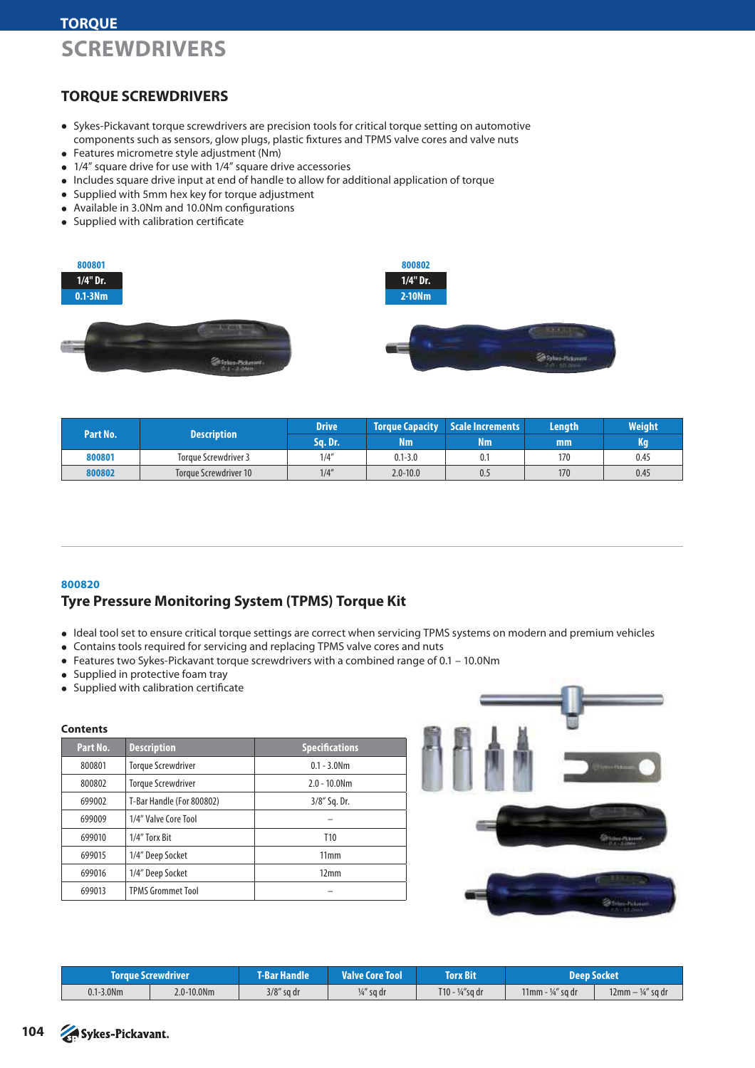# TORQUE

## SCREWDRIVERS

### TORQUE SCREWDRIVERS

- Sykes-Pickavant torque screwdrivers are precision tools for critical torque setting on automotive components such as sensors, glow plugs, plastic fixtures and TPMS valve cores and valve nuts
- Features micrometre style adjustment (Nm)
- 1/4" square drive for use with 1/4" square drive accessories
- Includes square drive input at end of handle to allow for additional application of torque
- Supplied with 5mm hex key for torque adjustment
- Available in 3.0Nm and 10.0Nm configurations
- Supplied with calibration certificate

800801
1/4" Dr.
0.1-3Nm

800802
1/4" Dr.
2-10Nm

| Part No. | Description | Drive | Torque Capacity | Scale Increments | Length | Weight |
|---|---|---|---|---|---|---|
| | | Sq. Dr. | Nm | Nm | mm | Kg |
| 800801 | Torque Screwdriver 3 | 1/4" | 0.1-3.0 | 0.1 | 170 | 0.45 |
| 800802 | Torque Screwdriver 10 | 1/4" | 2.0-10.0 | 0.5 | 170 | 0.45 |

800820

### Tyre Pressure Monitoring System (TPMS) Torque Kit

- Ideal tool set to ensure critical torque settings are correct when servicing TPMS systems on modern and premium vehicles
- Contains tools required for servicing and replacing TPMS valve cores and nuts
- Features two Sykes-Pickavant torque screwdrivers with a combined range of 0.1 – 10.0Nm
- Supplied in protective foam tray
- Supplied with calibration certificate

**Contents**

| Part No. | Description | Specifications |
|---|---|---|
| 800801 | Torque Screwdriver | 0.1 - 3.0Nm |
| 800802 | Torque Screwdriver | 2.0 - 10.0Nm |
| 699002 | T-Bar Handle (For 800802) | 3/8" Sq. Dr. |
| 699009 | 1/4" Valve Core Tool | – |
| 699010 | 1/4" Torx Bit | T10 |
| 699015 | 1/4" Deep Socket | 11mm |
| 699016 | 1/4" Deep Socket | 12mm |
| 699013 | TPMS Grommet Tool | – |

| Torque Screwdriver | | T-Bar Handle | Valve Core Tool | Torx Bit | Deep Socket | |
|---|---|---|---|---|---|---|
| 0.1-3.0Nm | 2.0-10.0Nm | 3/8" sq dr | ¼" sq dr | T10 - ¼"sq dr | 11mm - ¼" sq dr | 12mm – ¼" sq dr |